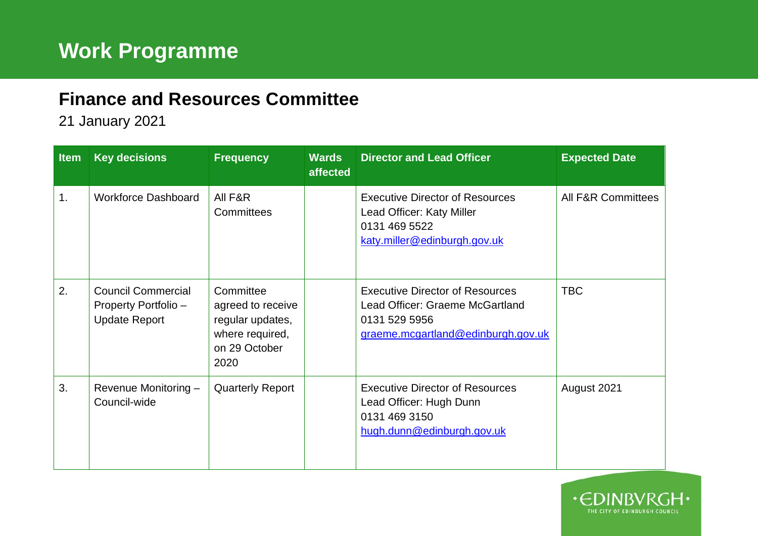# Work Programme

## Finance and Resources Committee

21 January 2021

| Item | Key decisions | Frequency | Wards affected | Director and Lead Officer | Expected Date |
|---|---|---|---|---|---|
| 1. | Workforce Dashboard | All F&R Committees | | Executive Director of Resources<br>Lead Officer: Katy Miller<br>0131 469 5522<br>katy.miller@edinburgh.gov.uk | All F&R Committees |
| 2. | Council Commercial Property Portfolio – Update Report | Committee agreed to receive regular updates, where required, on 29 October 2020 | | Executive Director of Resources<br>Lead Officer: Graeme McGartland<br>0131 529 5956<br>graeme.mcgartland@edinburgh.gov.uk | TBC |
| 3. | Revenue Monitoring – Council-wide | Quarterly Report | | Executive Director of Resources<br>Lead Officer: Hugh Dunn<br>0131 469 3150<br>hugh.dunn@edinburgh.gov.uk | August 2021 |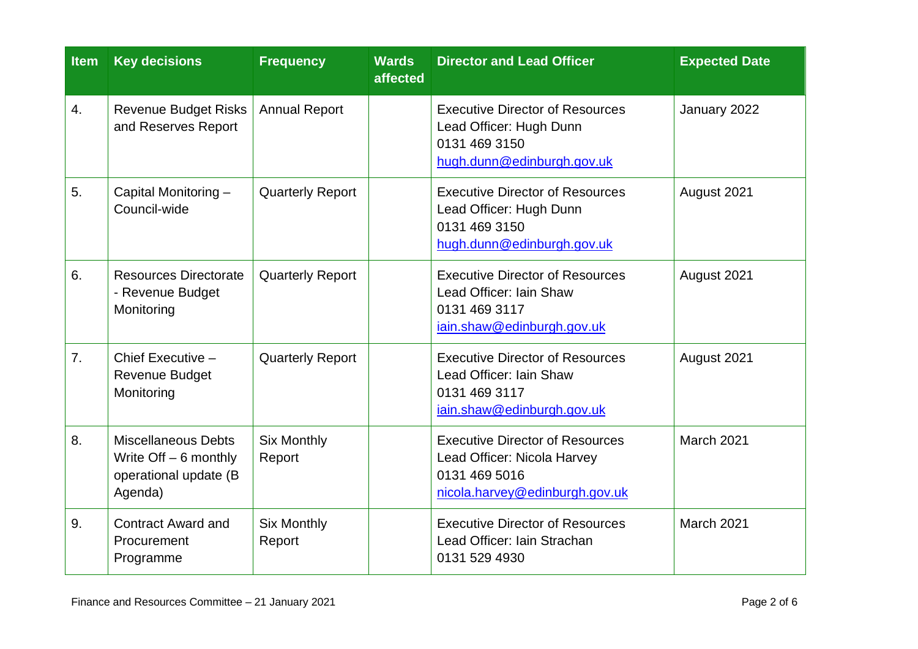| Item | Key decisions | Frequency | Wards affected | Director and Lead Officer | Expected Date |
|---|---|---|---|---|---|
| 4. | Revenue Budget Risks and Reserves Report | Annual Report | | Executive Director of Resources<br>Lead Officer: Hugh Dunn<br>0131 469 3150<br>hugh.dunn@edinburgh.gov.uk | January 2022 |
| 5. | Capital Monitoring – Council-wide | Quarterly Report | | Executive Director of Resources<br>Lead Officer: Hugh Dunn<br>0131 469 3150<br>hugh.dunn@edinburgh.gov.uk | August 2021 |
| 6. | Resources Directorate - Revenue Budget Monitoring | Quarterly Report | | Executive Director of Resources<br>Lead Officer: Iain Shaw<br>0131 469 3117<br>iain.shaw@edinburgh.gov.uk | August 2021 |
| 7. | Chief Executive – Revenue Budget Monitoring | Quarterly Report | | Executive Director of Resources<br>Lead Officer: Iain Shaw<br>0131 469 3117<br>iain.shaw@edinburgh.gov.uk | August 2021 |
| 8. | Miscellaneous Debts Write Off – 6 monthly operational update (B Agenda) | Six Monthly Report | | Executive Director of Resources<br>Lead Officer: Nicola Harvey<br>0131 469 5016<br>nicola.harvey@edinburgh.gov.uk | March 2021 |
| 9. | Contract Award and Procurement Programme | Six Monthly Report | | Executive Director of Resources<br>Lead Officer: Iain Strachan<br>0131 529 4930 | March 2021 |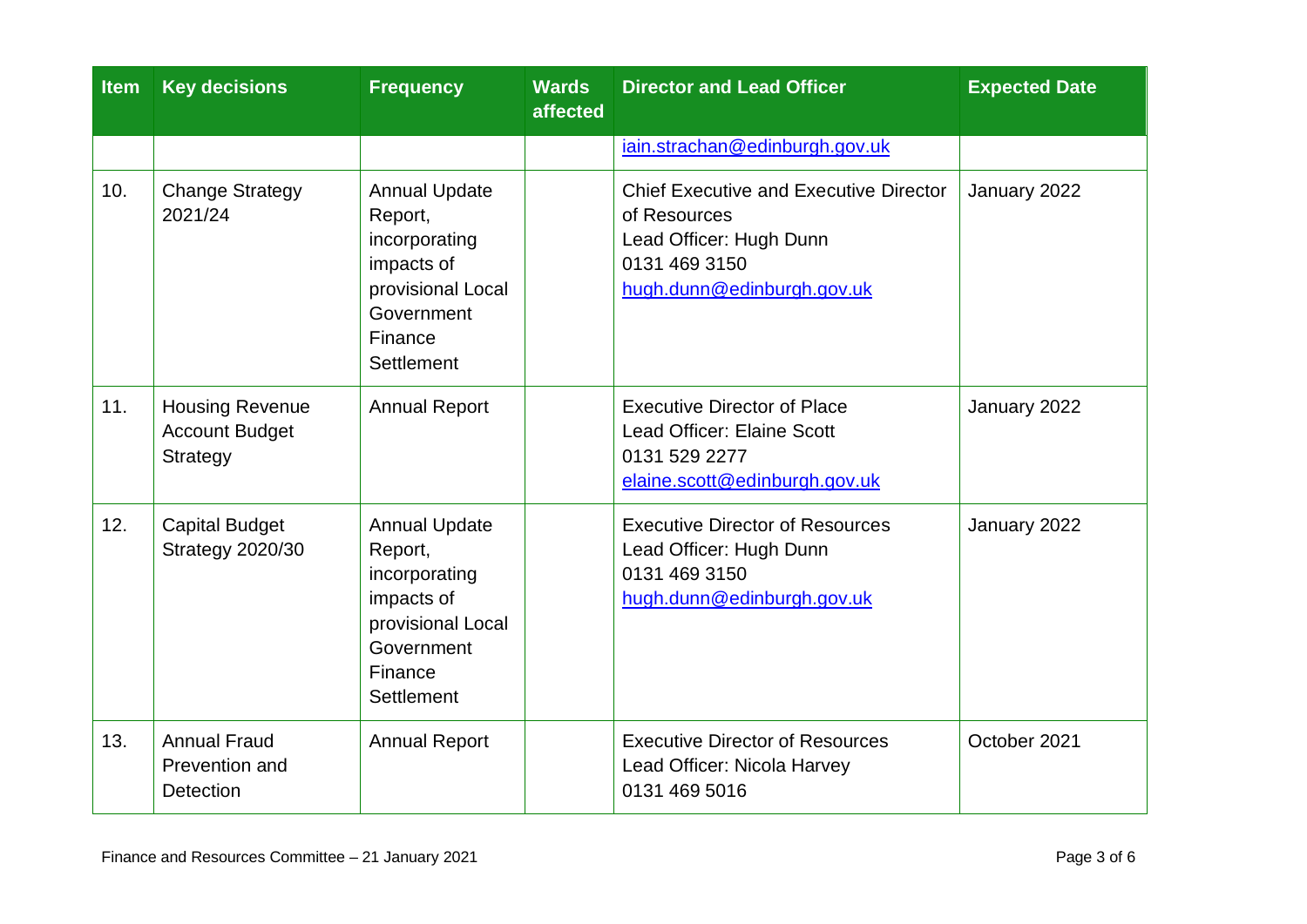| Item | Key decisions | Frequency | Wards affected | Director and Lead Officer | Expected Date |
|---|---|---|---|---|---|
| | | | | iain.strachan@edinburgh.gov.uk | |
| 10. | Change Strategy 2021/24 | Annual Update Report, incorporating impacts of provisional Local Government Finance Settlement | | Chief Executive and Executive Director of Resources<br>Lead Officer: Hugh Dunn<br>0131 469 3150<br>hugh.dunn@edinburgh.gov.uk | January 2022 |
| 11. | Housing Revenue Account Budget Strategy | Annual Report | | Executive Director of Place<br>Lead Officer: Elaine Scott<br>0131 529 2277<br>elaine.scott@edinburgh.gov.uk | January 2022 |
| 12. | Capital Budget Strategy 2020/30 | Annual Update Report, incorporating impacts of provisional Local Government Finance Settlement | | Executive Director of Resources<br>Lead Officer: Hugh Dunn<br>0131 469 3150<br>hugh.dunn@edinburgh.gov.uk | January 2022 |
| 13. | Annual Fraud Prevention and Detection | Annual Report | | Executive Director of Resources<br>Lead Officer: Nicola Harvey<br>0131 469 5016 | October 2021 |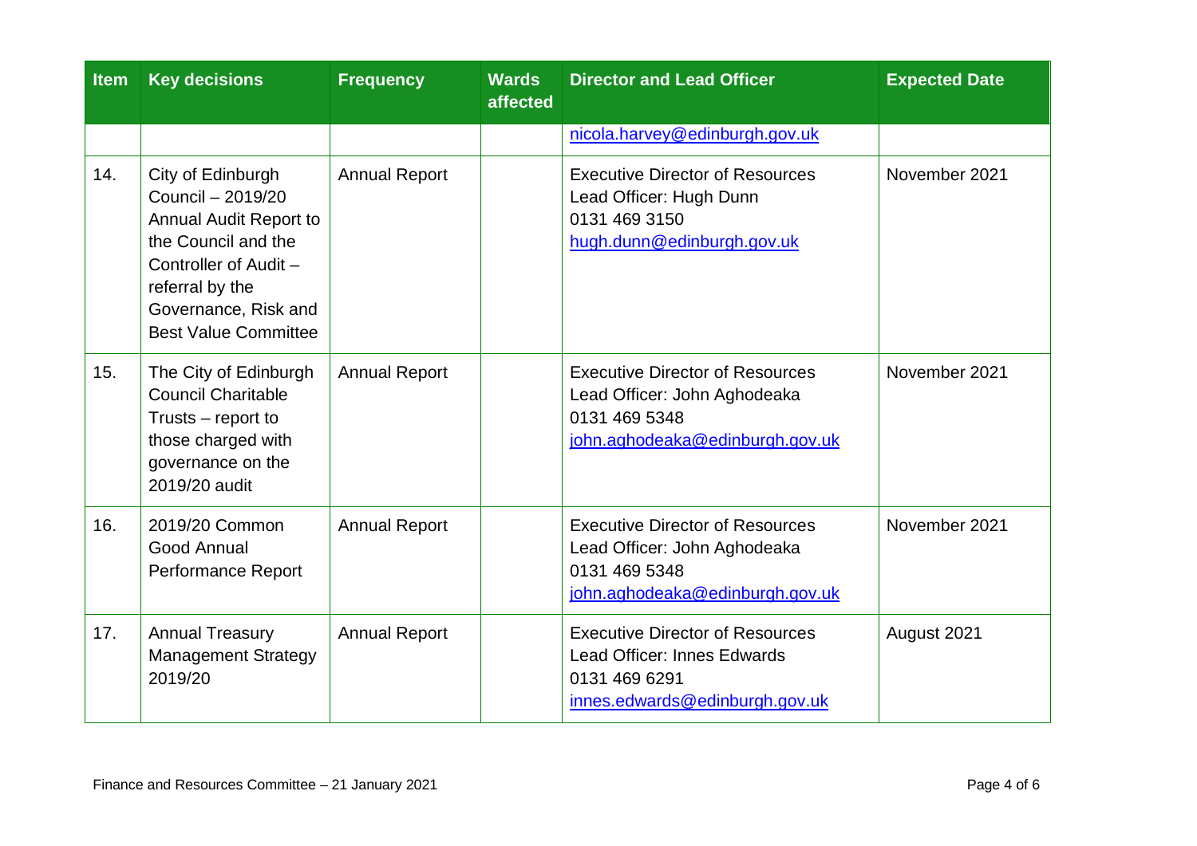| Item | Key decisions | Frequency | Wards affected | Director and Lead Officer | Expected Date |
|---|---|---|---|---|---|
| | | | | nicola.harvey@edinburgh.gov.uk | |
| 14. | City of Edinburgh Council – 2019/20 Annual Audit Report to the Council and the Controller of Audit – referral by the Governance, Risk and Best Value Committee | Annual Report | | Executive Director of Resources<br>Lead Officer: Hugh Dunn<br>0131 469 3150<br>hugh.dunn@edinburgh.gov.uk | November 2021 |
| 15. | The City of Edinburgh Council Charitable Trusts – report to those charged with governance on the 2019/20 audit | Annual Report | | Executive Director of Resources<br>Lead Officer: John Aghodeaka<br>0131 469 5348<br>john.aghodeaka@edinburgh.gov.uk | November 2021 |
| 16. | 2019/20 Common Good Annual Performance Report | Annual Report | | Executive Director of Resources<br>Lead Officer: John Aghodeaka<br>0131 469 5348<br>john.aghodeaka@edinburgh.gov.uk | November 2021 |
| 17. | Annual Treasury Management Strategy 2019/20 | Annual Report | | Executive Director of Resources<br>Lead Officer: Innes Edwards<br>0131 469 6291<br>innes.edwards@edinburgh.gov.uk | August 2021 |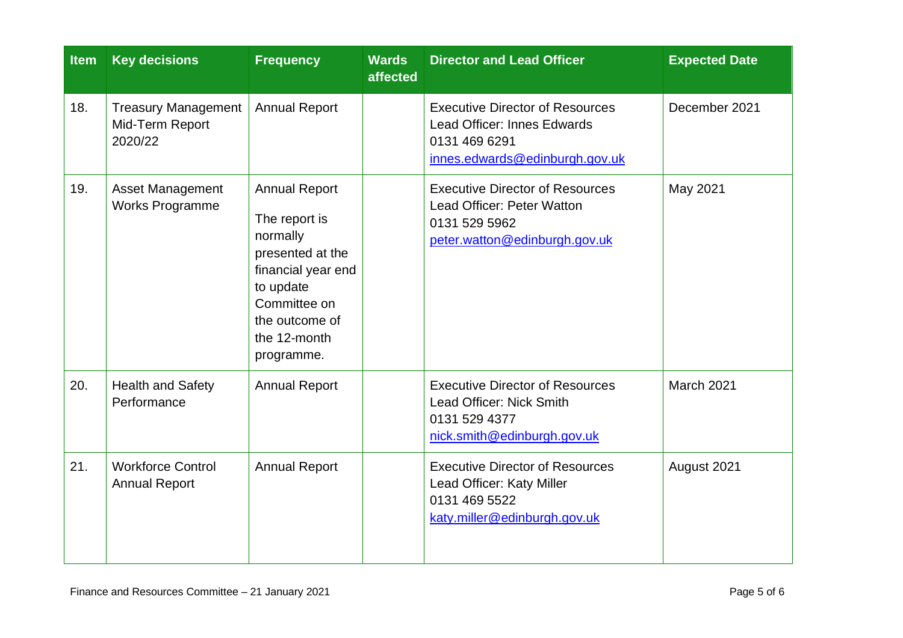| Item | Key decisions | Frequency | Wards affected | Director and Lead Officer | Expected Date |
|---|---|---|---|---|---|
| 18. | Treasury Management Mid-Term Report 2020/22 | Annual Report | | Executive Director of Resources<br>Lead Officer: Innes Edwards<br>0131 469 6291<br>innes.edwards@edinburgh.gov.uk | December 2021 |
| 19. | Asset Management Works Programme | Annual Report<br>The report is normally presented at the financial year end to update Committee on the outcome of the 12-month programme. | | Executive Director of Resources<br>Lead Officer: Peter Watton<br>0131 529 5962<br>peter.watton@edinburgh.gov.uk | May 2021 |
| 20. | Health and Safety Performance | Annual Report | | Executive Director of Resources<br>Lead Officer: Nick Smith<br>0131 529 4377<br>nick.smith@edinburgh.gov.uk | March 2021 |
| 21. | Workforce Control Annual Report | Annual Report | | Executive Director of Resources<br>Lead Officer: Katy Miller<br>0131 469 5522<br>katy.miller@edinburgh.gov.uk | August 2021 |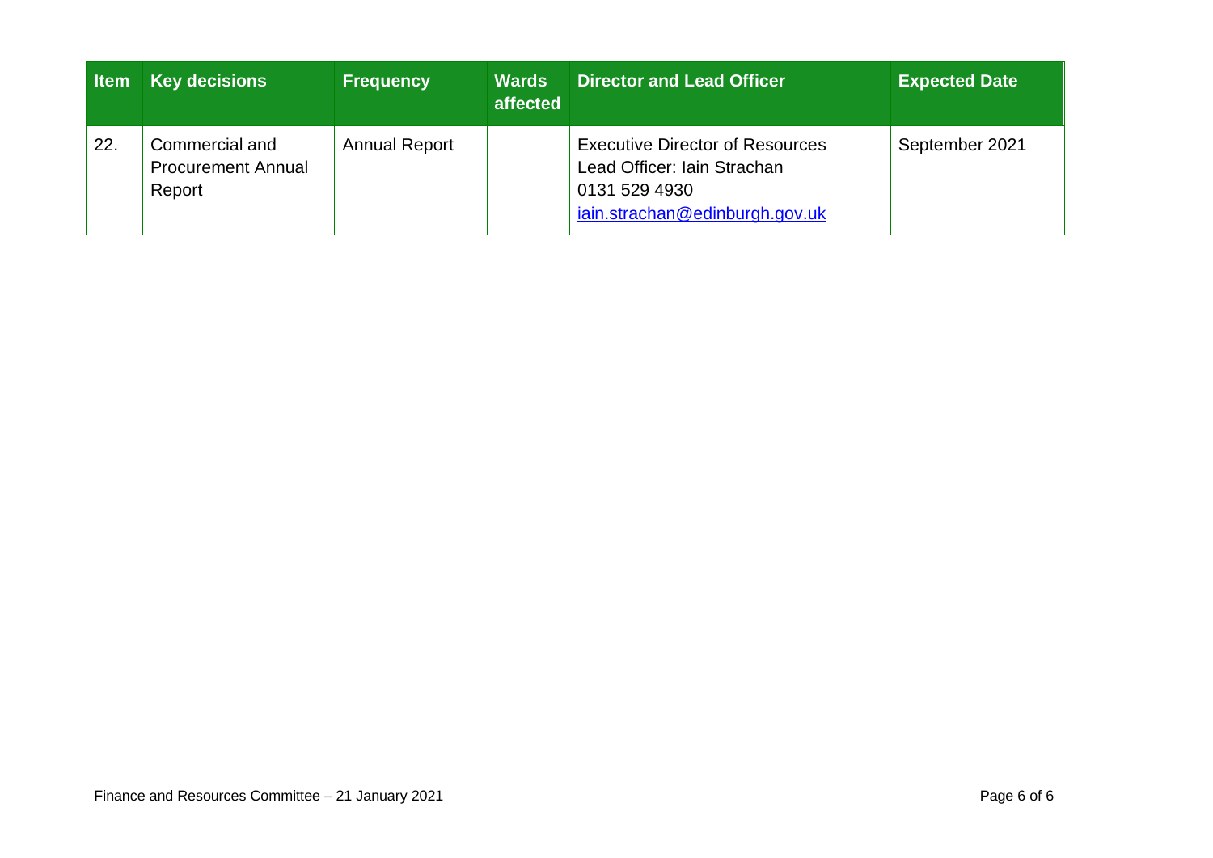| Item | Key decisions | Frequency | Wards affected | Director and Lead Officer | Expected Date |
|---|---|---|---|---|---|
| 22. | Commercial and Procurement Annual Report | Annual Report | | Executive Director of Resources<br>Lead Officer: Iain Strachan<br>0131 529 4930<br>iain.strachan@edinburgh.gov.uk | September 2021 |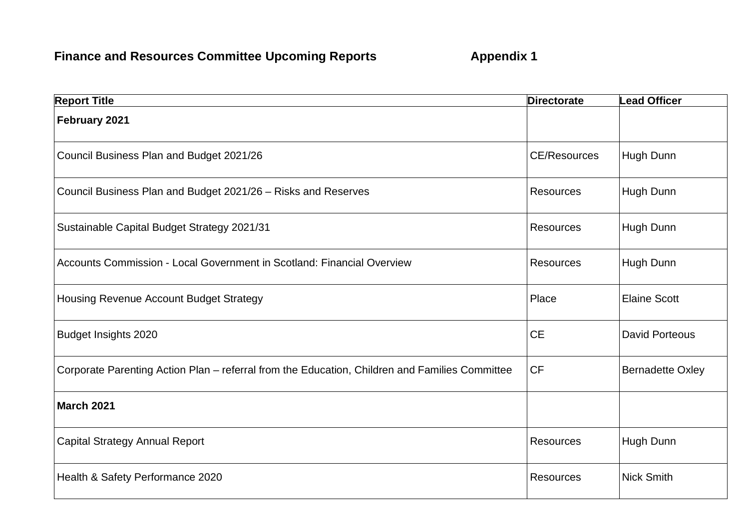**Finance and Resources Committee Upcoming Reports** **Appendix 1**

| Report Title | Directorate | Lead Officer |
|---|---|---|
| **February 2021** | | |
| Council Business Plan and Budget 2021/26 | CE/Resources | Hugh Dunn |
| Council Business Plan and Budget 2021/26 – Risks and Reserves | Resources | Hugh Dunn |
| Sustainable Capital Budget Strategy 2021/31 | Resources | Hugh Dunn |
| Accounts Commission - Local Government in Scotland: Financial Overview | Resources | Hugh Dunn |
| Housing Revenue Account Budget Strategy | Place | Elaine Scott |
| Budget Insights 2020 | CE | David Porteous |
| Corporate Parenting Action Plan – referral from the Education, Children and Families Committee | CF | Bernadette Oxley |
| **March 2021** | | |
| Capital Strategy Annual Report | Resources | Hugh Dunn |
| Health & Safety Performance 2020 | Resources | Nick Smith |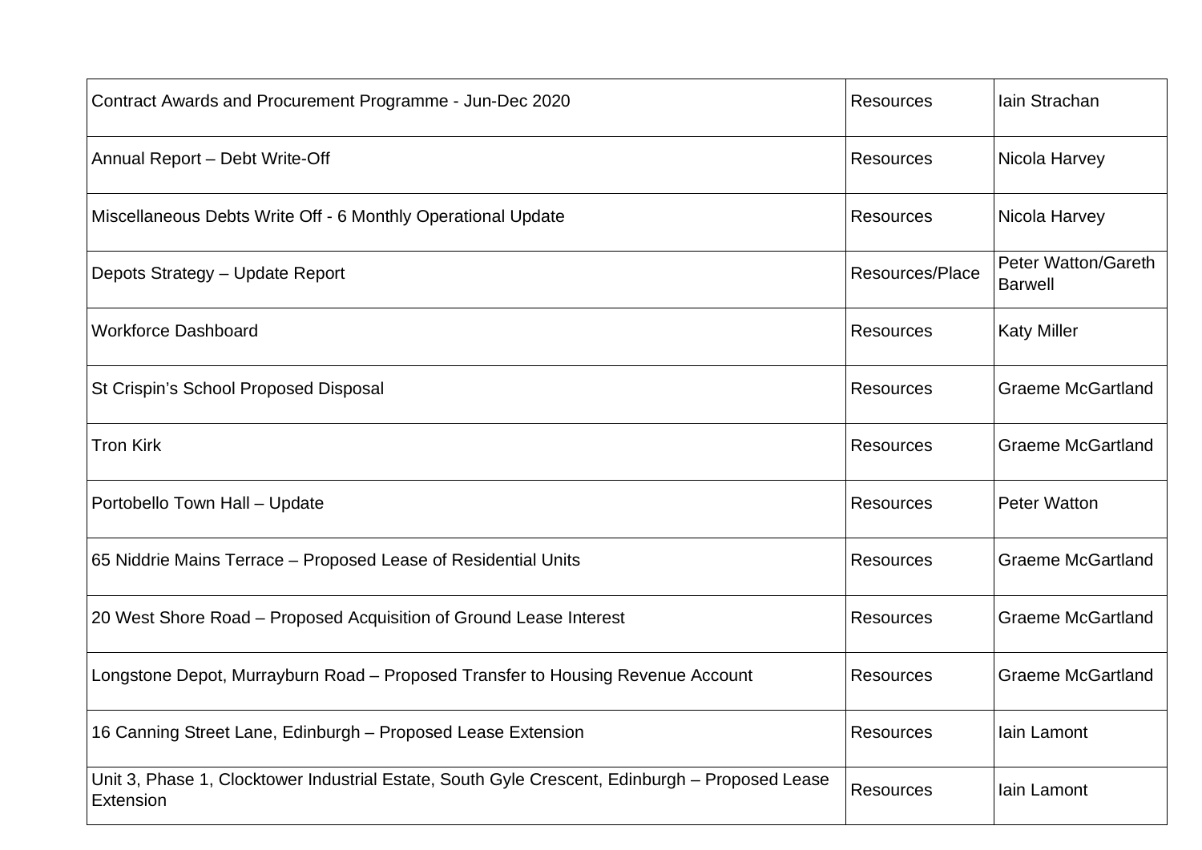| | | |
|---|---|---|
| Contract Awards and Procurement Programme - Jun-Dec 2020 | Resources | Iain Strachan |
| Annual Report – Debt Write-Off | Resources | Nicola Harvey |
| Miscellaneous Debts Write Off - 6 Monthly Operational Update | Resources | Nicola Harvey |
| Depots Strategy – Update Report | Resources/Place | Peter Watton/Gareth Barwell |
| Workforce Dashboard | Resources | Katy Miller |
| St Crispin's School Proposed Disposal | Resources | Graeme McGartland |
| Tron Kirk | Resources | Graeme McGartland |
| Portobello Town Hall – Update | Resources | Peter Watton |
| 65 Niddrie Mains Terrace – Proposed Lease of Residential Units | Resources | Graeme McGartland |
| 20 West Shore Road – Proposed Acquisition of Ground Lease Interest | Resources | Graeme McGartland |
| Longstone Depot, Murrayburn Road – Proposed Transfer to Housing Revenue Account | Resources | Graeme McGartland |
| 16 Canning Street Lane, Edinburgh – Proposed Lease Extension | Resources | Iain Lamont |
| Unit 3, Phase 1, Clocktower Industrial Estate, South Gyle Crescent, Edinburgh – Proposed Lease Extension | Resources | Iain Lamont |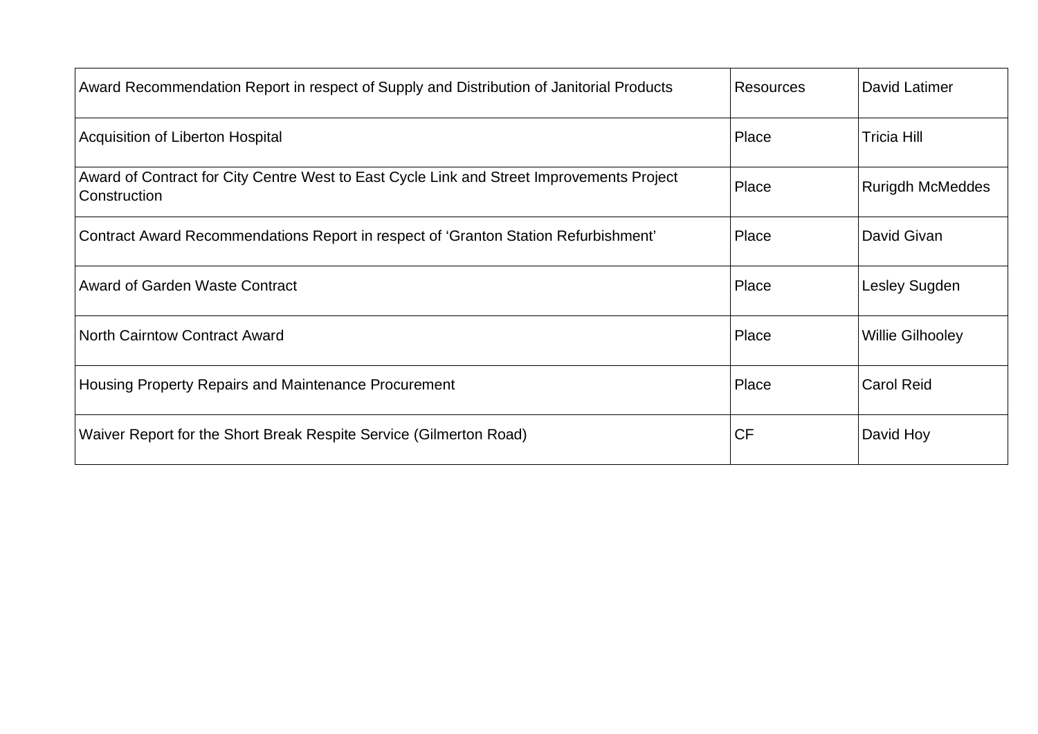| | | |
|---|---|---|
| Award Recommendation Report in respect of Supply and Distribution of Janitorial Products | Resources | David Latimer |
| Acquisition of Liberton Hospital | Place | Tricia Hill |
| Award of Contract for City Centre West to East Cycle Link and Street Improvements Project Construction | Place | Rurigdh McMeddes |
| Contract Award Recommendations Report in respect of ‘Granton Station Refurbishment’ | Place | David Givan |
| Award of Garden Waste Contract | Place | Lesley Sugden |
| North Cairntow Contract Award | Place | Willie Gilhooley |
| Housing Property Repairs and Maintenance Procurement | Place | Carol Reid |
| Waiver Report for the Short Break Respite Service (Gilmerton Road) | CF | David Hoy |